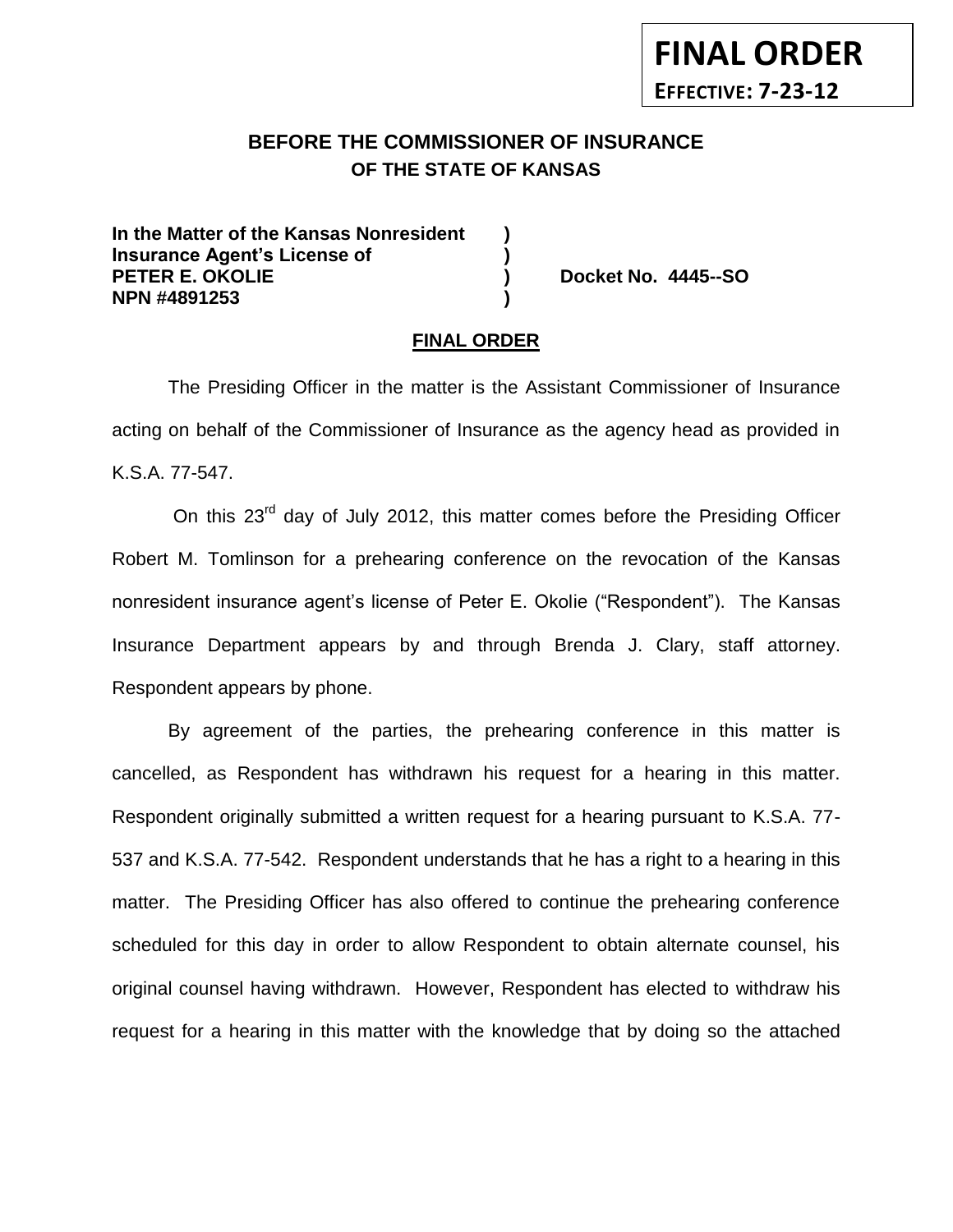**FINAL ORDER**

**EFFECTIVE: 7-23-12**

## BEFORE THE COMMISSIONER OF INSURANCE
## OF THE STATE OF KANSAS

**In the Matter of the Kansas Nonresident )**
**Insurance Agent's License of )**
**PETER E. OKOLIE ) Docket No. 4445--SO**
**NPN #4891253 )**

## FINAL ORDER

The Presiding Officer in the matter is the Assistant Commissioner of Insurance acting on behalf of the Commissioner of Insurance as the agency head as provided in K.S.A. 77-547.

On this 23rd day of July 2012, this matter comes before the Presiding Officer Robert M. Tomlinson for a prehearing conference on the revocation of the Kansas nonresident insurance agent's license of Peter E. Okolie ("Respondent"). The Kansas Insurance Department appears by and through Brenda J. Clary, staff attorney. Respondent appears by phone.

By agreement of the parties, the prehearing conference in this matter is cancelled, as Respondent has withdrawn his request for a hearing in this matter. Respondent originally submitted a written request for a hearing pursuant to K.S.A. 77-537 and K.S.A. 77-542. Respondent understands that he has a right to a hearing in this matter. The Presiding Officer has also offered to continue the prehearing conference scheduled for this day in order to allow Respondent to obtain alternate counsel, his original counsel having withdrawn. However, Respondent has elected to withdraw his request for a hearing in this matter with the knowledge that by doing so the attached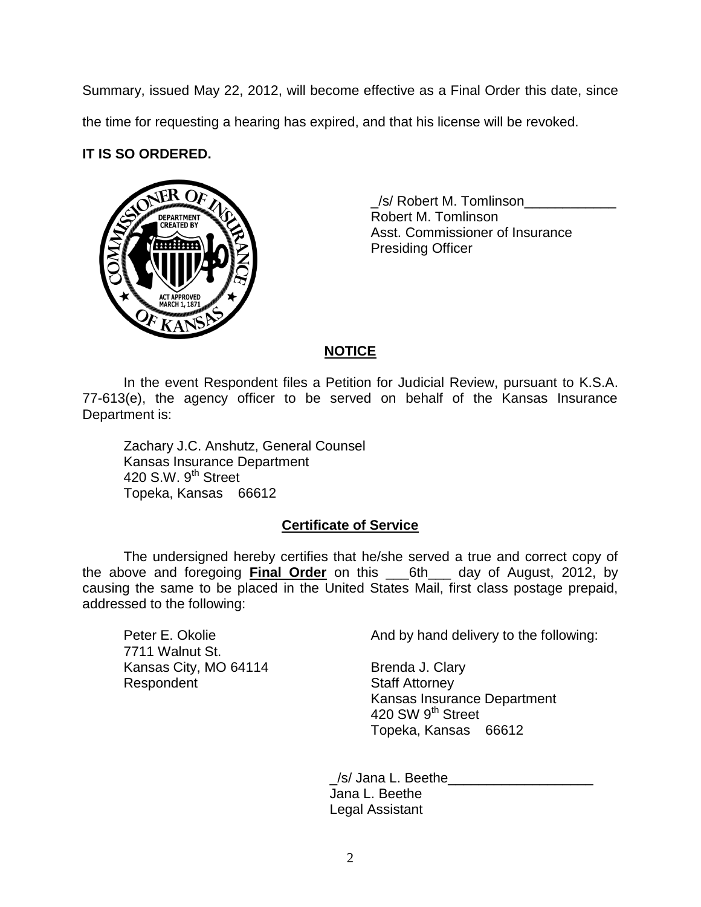Summary, issued May 22, 2012, will become effective as a Final Order this date, since the time for requesting a hearing has expired, and that his license will be revoked.

**IT IS SO ORDERED.**

_/s/ Robert M. Tomlinson____________
Robert M. Tomlinson
Asst. Commissioner of Insurance
Presiding Officer

## NOTICE

In the event Respondent files a Petition for Judicial Review, pursuant to K.S.A. 77-613(e), the agency officer to be served on behalf of the Kansas Insurance Department is:

Zachary J.C. Anshutz, General Counsel
Kansas Insurance Department
420 S.W. 9th Street
Topeka, Kansas 66612

## Certificate of Service

The undersigned hereby certifies that he/she served a true and correct copy of the above and foregoing **Final Order** on this ___6th___ day of August, 2012, by causing the same to be placed in the United States Mail, first class postage prepaid, addressed to the following:

Peter E. Okolie
7711 Walnut St.
Kansas City, MO 64114
Respondent

And by hand delivery to the following:

Brenda J. Clary
Staff Attorney
Kansas Insurance Department
420 SW 9th Street
Topeka, Kansas 66612

_/s/ Jana L. Beethe___________________
Jana L. Beethe
Legal Assistant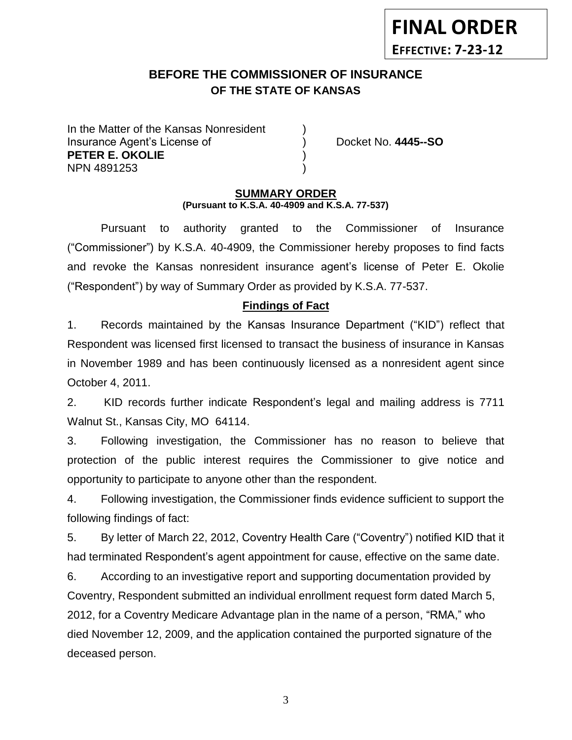**FINAL ORDER**

**EFFECTIVE: 7-23-12**

## BEFORE THE COMMISSIONER OF INSURANCE OF THE STATE OF KANSAS

| | | |
|---|---|---|
| In the Matter of the Kansas Nonresident | ) | |
| Insurance Agent's License of | ) | Docket No. **4445--SO** |
| **PETER E. OKOLIE** | ) | |
| NPN 4891253 | ) | |

### SUMMARY ORDER
**(Pursuant to K.S.A. 40-4909 and K.S.A. 77-537)**

Pursuant to authority granted to the Commissioner of Insurance ("Commissioner") by K.S.A. 40-4909, the Commissioner hereby proposes to find facts and revoke the Kansas nonresident insurance agent's license of Peter E. Okolie ("Respondent") by way of Summary Order as provided by K.S.A. 77-537.

### Findings of Fact

1. Records maintained by the Kansas Insurance Department ("KID") reflect that Respondent was licensed first licensed to transact the business of insurance in Kansas in November 1989 and has been continuously licensed as a nonresident agent since October 4, 2011.

2. KID records further indicate Respondent's legal and mailing address is 7711 Walnut St., Kansas City, MO 64114.

3. Following investigation, the Commissioner has no reason to believe that protection of the public interest requires the Commissioner to give notice and opportunity to participate to anyone other than the respondent.

4. Following investigation, the Commissioner finds evidence sufficient to support the following findings of fact:

5. By letter of March 22, 2012, Coventry Health Care ("Coventry") notified KID that it had terminated Respondent's agent appointment for cause, effective on the same date.

6. According to an investigative report and supporting documentation provided by Coventry, Respondent submitted an individual enrollment request form dated March 5, 2012, for a Coventry Medicare Advantage plan in the name of a person, "RMA," who died November 12, 2009, and the application contained the purported signature of the deceased person.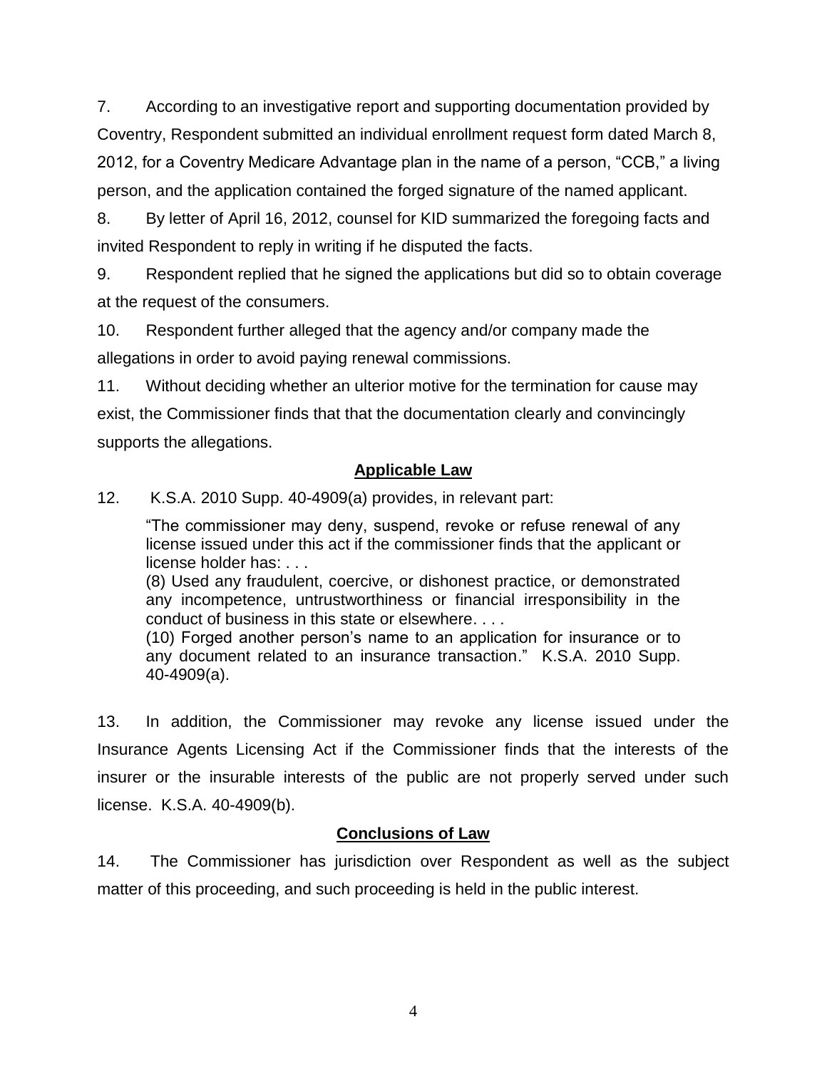7. According to an investigative report and supporting documentation provided by Coventry, Respondent submitted an individual enrollment request form dated March 8, 2012, for a Coventry Medicare Advantage plan in the name of a person, "CCB," a living person, and the application contained the forged signature of the named applicant.

8. By letter of April 16, 2012, counsel for KID summarized the foregoing facts and invited Respondent to reply in writing if he disputed the facts.

9. Respondent replied that he signed the applications but did so to obtain coverage at the request of the consumers.

10. Respondent further alleged that the agency and/or company made the allegations in order to avoid paying renewal commissions.

11. Without deciding whether an ulterior motive for the termination for cause may exist, the Commissioner finds that that the documentation clearly and convincingly supports the allegations.

## Applicable Law

12. K.S.A. 2010 Supp. 40-4909(a) provides, in relevant part:

> "The commissioner may deny, suspend, revoke or refuse renewal of any license issued under this act if the commissioner finds that the applicant or license holder has: . . .
> (8) Used any fraudulent, coercive, or dishonest practice, or demonstrated any incompetence, untrustworthiness or financial irresponsibility in the conduct of business in this state or elsewhere. . . .
> (10) Forged another person's name to an application for insurance or to any document related to an insurance transaction." K.S.A. 2010 Supp. 40-4909(a).

13. In addition, the Commissioner may revoke any license issued under the Insurance Agents Licensing Act if the Commissioner finds that the interests of the insurer or the insurable interests of the public are not properly served under such license. K.S.A. 40-4909(b).

## Conclusions of Law

14. The Commissioner has jurisdiction over Respondent as well as the subject matter of this proceeding, and such proceeding is held in the public interest.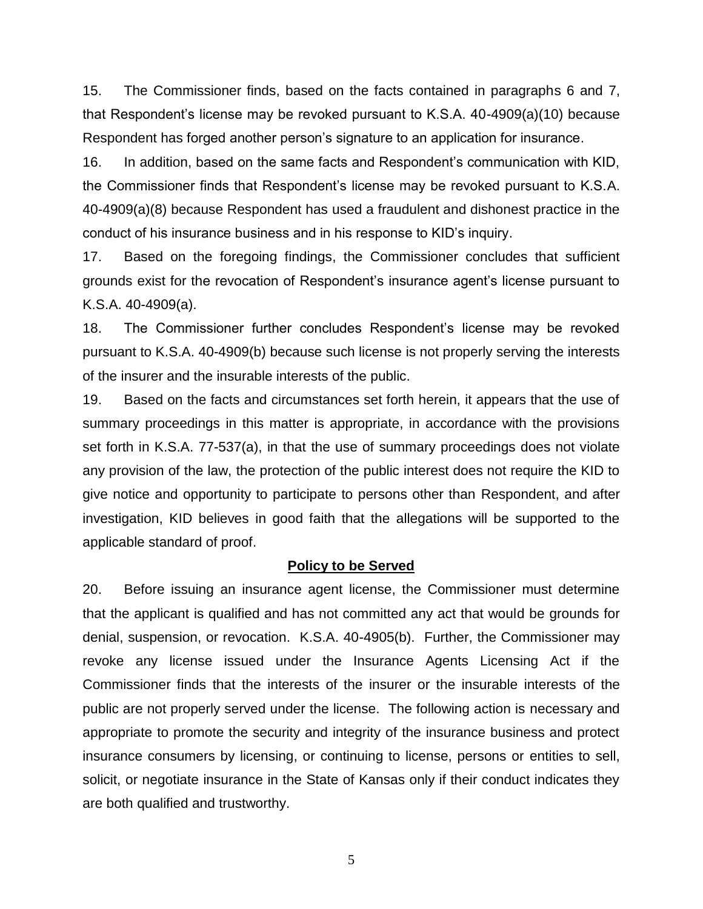15. The Commissioner finds, based on the facts contained in paragraphs 6 and 7, that Respondent's license may be revoked pursuant to K.S.A. 40-4909(a)(10) because Respondent has forged another person's signature to an application for insurance.

16. In addition, based on the same facts and Respondent's communication with KID, the Commissioner finds that Respondent's license may be revoked pursuant to K.S.A. 40-4909(a)(8) because Respondent has used a fraudulent and dishonest practice in the conduct of his insurance business and in his response to KID's inquiry.

17. Based on the foregoing findings, the Commissioner concludes that sufficient grounds exist for the revocation of Respondent's insurance agent's license pursuant to K.S.A. 40-4909(a).

18. The Commissioner further concludes Respondent's license may be revoked pursuant to K.S.A. 40-4909(b) because such license is not properly serving the interests of the insurer and the insurable interests of the public.

19. Based on the facts and circumstances set forth herein, it appears that the use of summary proceedings in this matter is appropriate, in accordance with the provisions set forth in K.S.A. 77-537(a), in that the use of summary proceedings does not violate any provision of the law, the protection of the public interest does not require the KID to give notice and opportunity to participate to persons other than Respondent, and after investigation, KID believes in good faith that the allegations will be supported to the applicable standard of proof.

**Policy to be Served**

20. Before issuing an insurance agent license, the Commissioner must determine that the applicant is qualified and has not committed any act that would be grounds for denial, suspension, or revocation. K.S.A. 40-4905(b). Further, the Commissioner may revoke any license issued under the Insurance Agents Licensing Act if the Commissioner finds that the interests of the insurer or the insurable interests of the public are not properly served under the license. The following action is necessary and appropriate to promote the security and integrity of the insurance business and protect insurance consumers by licensing, or continuing to license, persons or entities to sell, solicit, or negotiate insurance in the State of Kansas only if their conduct indicates they are both qualified and trustworthy.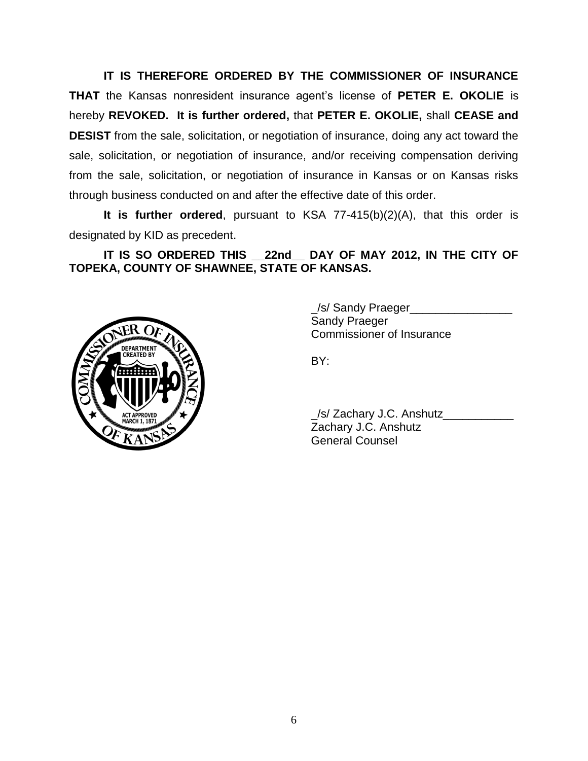**IT IS THEREFORE ORDERED BY THE COMMISSIONER OF INSURANCE THAT** the Kansas nonresident insurance agent's license of **PETER E. OKOLIE** is hereby **REVOKED. It is further ordered,** that **PETER E. OKOLIE,** shall **CEASE and DESIST** from the sale, solicitation, or negotiation of insurance, doing any act toward the sale, solicitation, or negotiation of insurance, and/or receiving compensation deriving from the sale, solicitation, or negotiation of insurance in Kansas or on Kansas risks through business conducted on and after the effective date of this order.

**It is further ordered**, pursuant to KSA 77-415(b)(2)(A), that this order is designated by KID as precedent.

**IT IS SO ORDERED THIS __22nd__ DAY OF MAY 2012, IN THE CITY OF TOPEKA, COUNTY OF SHAWNEE, STATE OF KANSAS.**

_/s/ Sandy Praeger________________
Sandy Praeger
Commissioner of Insurance

BY:

_/s/ Zachary J.C. Anshutz___________
Zachary J.C. Anshutz
General Counsel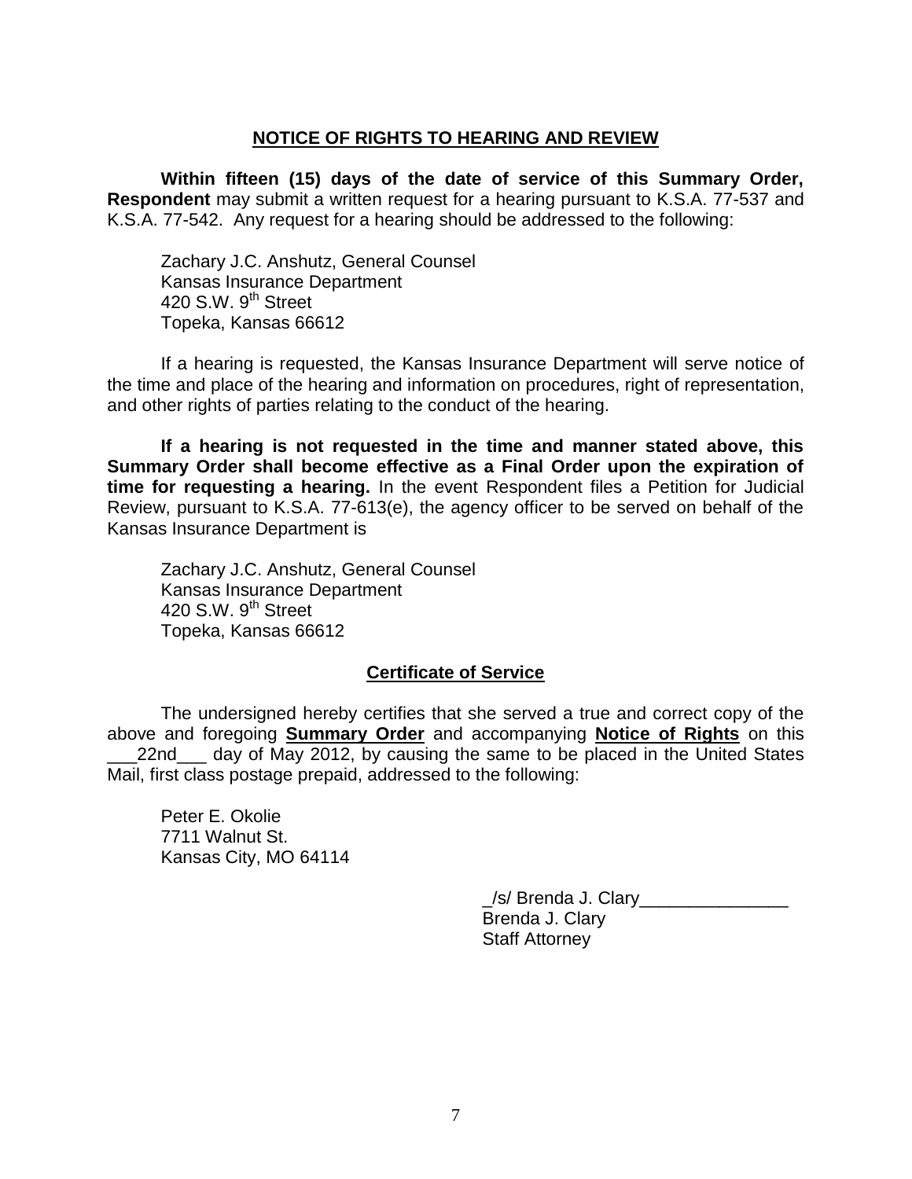## NOTICE OF RIGHTS TO HEARING AND REVIEW

**Within fifteen (15) days of the date of service of this Summary Order, Respondent** may submit a written request for a hearing pursuant to K.S.A. 77-537 and K.S.A. 77-542. Any request for a hearing should be addressed to the following:

Zachary J.C. Anshutz, General Counsel
Kansas Insurance Department
420 S.W. 9th Street
Topeka, Kansas 66612

If a hearing is requested, the Kansas Insurance Department will serve notice of the time and place of the hearing and information on procedures, right of representation, and other rights of parties relating to the conduct of the hearing.

**If a hearing is not requested in the time and manner stated above, this Summary Order shall become effective as a Final Order upon the expiration of time for requesting a hearing.** In the event Respondent files a Petition for Judicial Review, pursuant to K.S.A. 77-613(e), the agency officer to be served on behalf of the Kansas Insurance Department is

Zachary J.C. Anshutz, General Counsel
Kansas Insurance Department
420 S.W. 9th Street
Topeka, Kansas 66612

## Certificate of Service

The undersigned hereby certifies that she served a true and correct copy of the above and foregoing **Summary Order** and accompanying **Notice of Rights** on this ___22nd___ day of May 2012, by causing the same to be placed in the United States Mail, first class postage prepaid, addressed to the following:

Peter E. Okolie
7711 Walnut St.
Kansas City, MO 64114

_/s/ Brenda J. Clary_______________
Brenda J. Clary
Staff Attorney